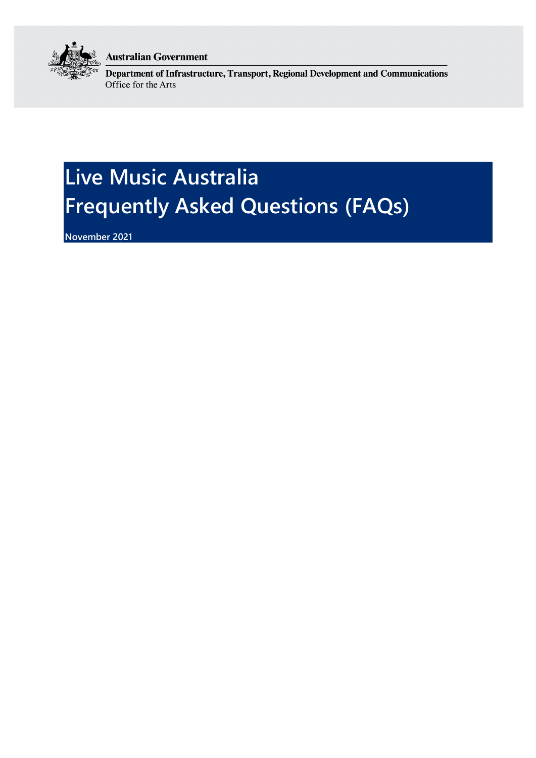Australian Government

Department of Infrastructure, Transport, Regional Development and Communications
Office for the Arts

# Live Music Australia Frequently Asked Questions (FAQs)

**November 2021**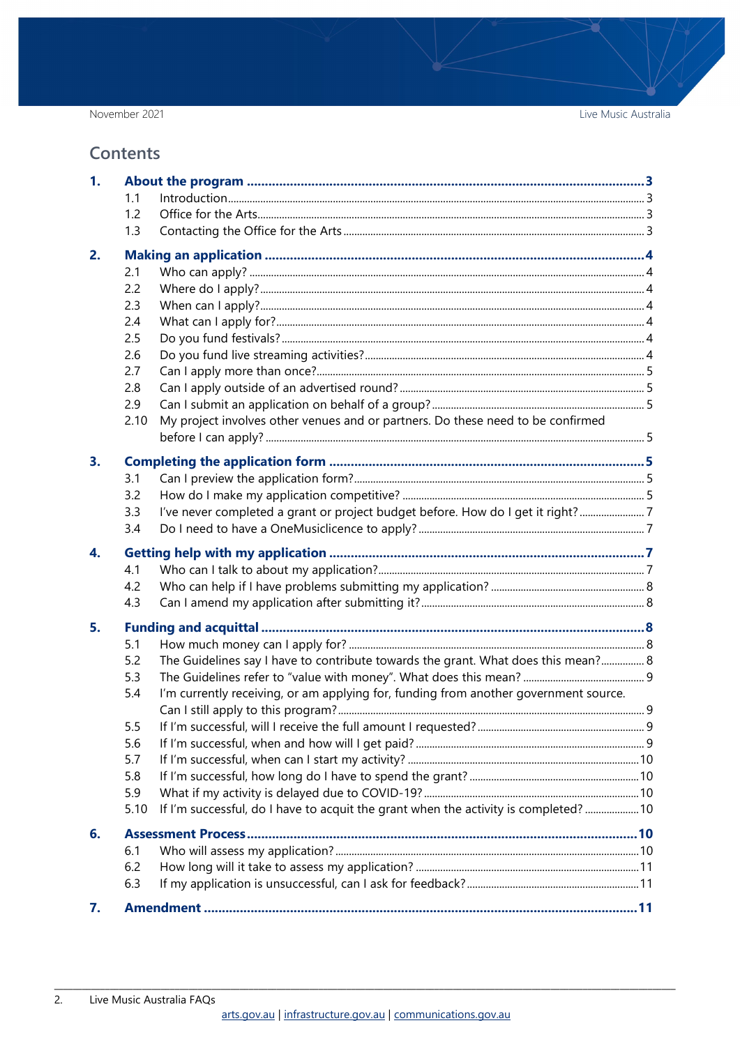## Contents

**1. About the program** ..... 3

- 1.1 Introduction ..... 3
- 1.2 Office for the Arts ..... 3
- 1.3 Contacting the Office for the Arts ..... 3

**2. Making an application** ..... 4

- 2.1 Who can apply? ..... 4
- 2.2 Where do I apply? ..... 4
- 2.3 When can I apply? ..... 4
- 2.4 What can I apply for? ..... 4
- 2.5 Do you fund festivals? ..... 4
- 2.6 Do you fund live streaming activities? ..... 4
- 2.7 Can I apply more than once? ..... 5
- 2.8 Can I apply outside of an advertised round? ..... 5
- 2.9 Can I submit an application on behalf of a group? ..... 5
- 2.10 My project involves other venues and or partners. Do these need to be confirmed before I can apply? ..... 5

**3. Completing the application form** ..... 5

- 3.1 Can I preview the application form? ..... 5
- 3.2 How do I make my application competitive? ..... 5
- 3.3 I've never completed a grant or project budget before. How do I get it right? ..... 7
- 3.4 Do I need to have a OneMusiclicence to apply? ..... 7

**4. Getting help with my application** ..... 7

- 4.1 Who can I talk to about my application? ..... 7
- 4.2 Who can help if I have problems submitting my application? ..... 8
- 4.3 Can I amend my application after submitting it? ..... 8

**5. Funding and acquittal** ..... 8

- 5.1 How much money can I apply for? ..... 8
- 5.2 The Guidelines say I have to contribute towards the grant. What does this mean? ..... 8
- 5.3 The Guidelines refer to "value with money". What does this mean? ..... 9
- 5.4 I'm currently receiving, or am applying for, funding from another government source. Can I still apply to this program? ..... 9
- 5.5 If I'm successful, will I receive the full amount I requested? ..... 9
- 5.6 If I'm successful, when and how will I get paid? ..... 9
- 5.7 If I'm successful, when can I start my activity? ..... 10
- 5.8 If I'm successful, how long do I have to spend the grant? ..... 10
- 5.9 What if my activity is delayed due to COVID-19? ..... 10
- 5.10 If I'm successful, do I have to acquit the grant when the activity is completed? ..... 10

**6. Assessment Process** ..... 10

- 6.1 Who will assess my application? ..... 10
- 6.2 How long will it take to assess my application? ..... 11
- 6.3 If my application is unsuccessful, can I ask for feedback? ..... 11

**7. Amendment** ..... 11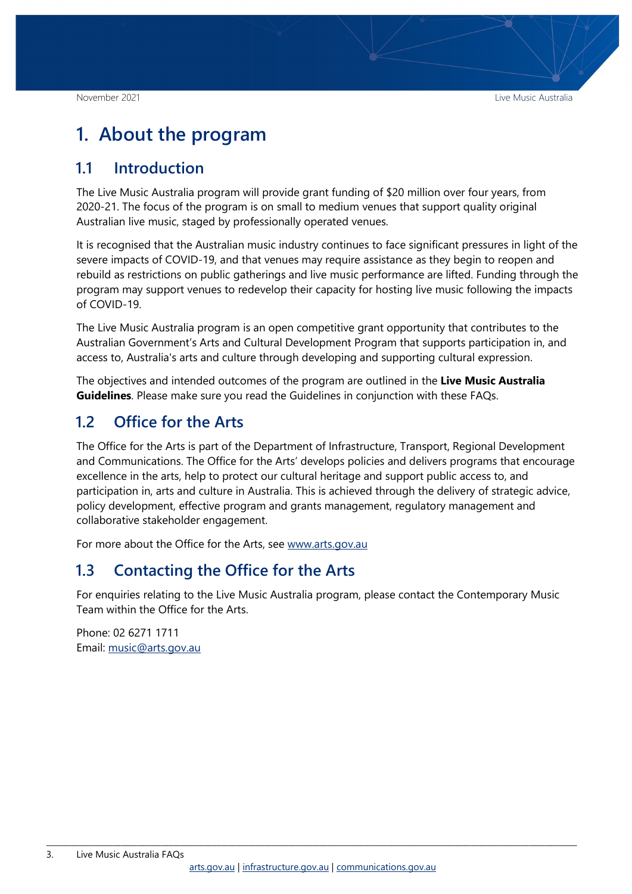# 1. About the program

## 1.1 Introduction

The Live Music Australia program will provide grant funding of $20 million over four years, from 2020-21. The focus of the program is on small to medium venues that support quality original Australian live music, staged by professionally operated venues.

It is recognised that the Australian music industry continues to face significant pressures in light of the severe impacts of COVID-19, and that venues may require assistance as they begin to reopen and rebuild as restrictions on public gatherings and live music performance are lifted. Funding through the program may support venues to redevelop their capacity for hosting live music following the impacts of COVID-19.

The Live Music Australia program is an open competitive grant opportunity that contributes to the Australian Government's Arts and Cultural Development Program that supports participation in, and access to, Australia's arts and culture through developing and supporting cultural expression.

The objectives and intended outcomes of the program are outlined in the **Live Music Australia Guidelines**. Please make sure you read the Guidelines in conjunction with these FAQs.

## 1.2 Office for the Arts

The Office for the Arts is part of the Department of Infrastructure, Transport, Regional Development and Communications. The Office for the Arts' develops policies and delivers programs that encourage excellence in the arts, help to protect our cultural heritage and support public access to, and participation in, arts and culture in Australia. This is achieved through the delivery of strategic advice, policy development, effective program and grants management, regulatory management and collaborative stakeholder engagement.

For more about the Office for the Arts, see [www.arts.gov.au](http://www.arts.gov.au)

## 1.3 Contacting the Office for the Arts

For enquiries relating to the Live Music Australia program, please contact the Contemporary Music Team within the Office for the Arts.

Phone: 02 6271 1711
Email: [music@arts.gov.au](mailto:music@arts.gov.au)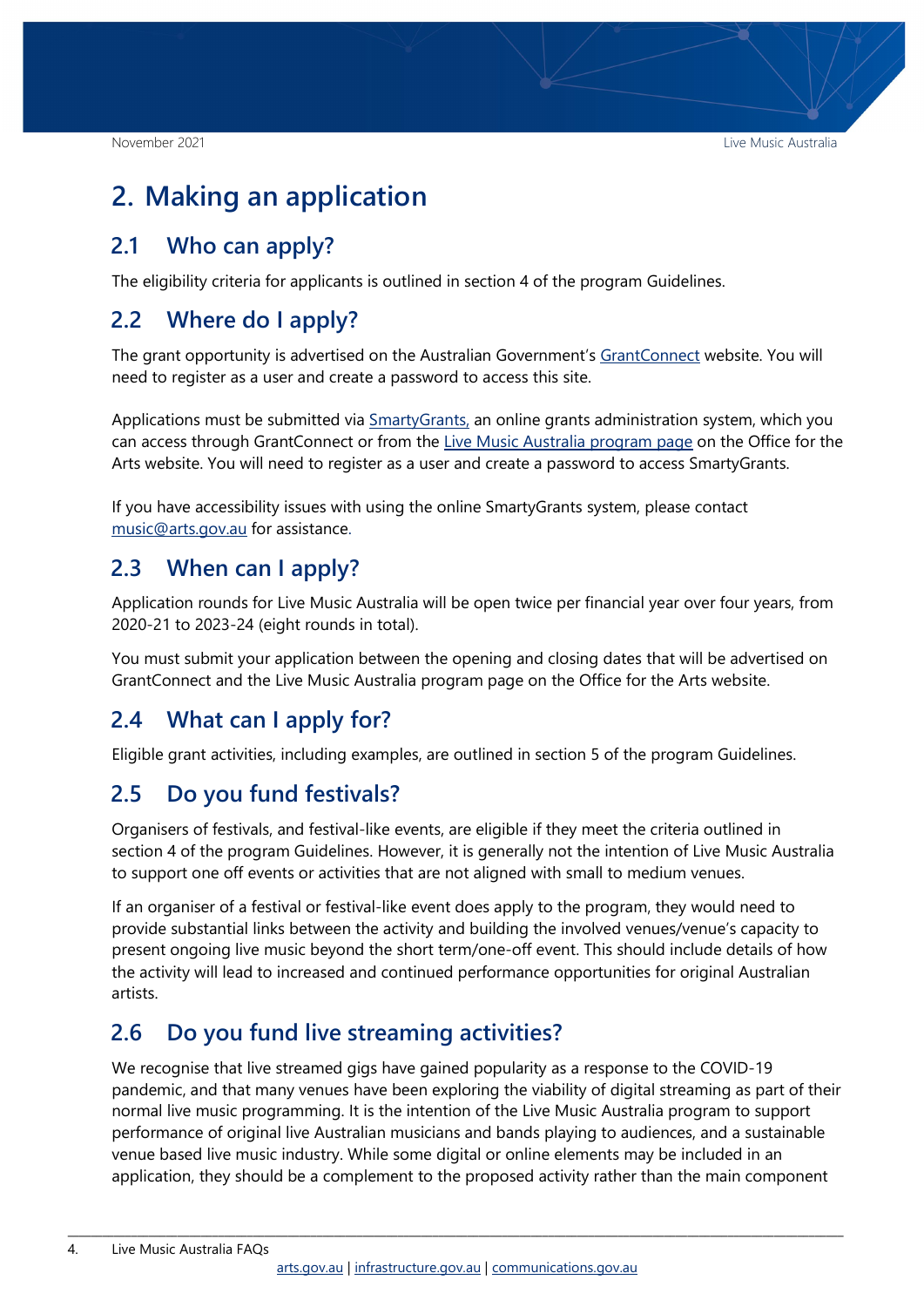# 2. Making an application

## 2.1 Who can apply?

The eligibility criteria for applicants is outlined in section 4 of the program Guidelines.

## 2.2 Where do I apply?

The grant opportunity is advertised on the Australian Government's GrantConnect website. You will need to register as a user and create a password to access this site.

Applications must be submitted via SmartyGrants, an online grants administration system, which you can access through GrantConnect or from the Live Music Australia program page on the Office for the Arts website. You will need to register as a user and create a password to access SmartyGrants.

If you have accessibility issues with using the online SmartyGrants system, please contact music@arts.gov.au for assistance.

## 2.3 When can I apply?

Application rounds for Live Music Australia will be open twice per financial year over four years, from 2020-21 to 2023-24 (eight rounds in total).

You must submit your application between the opening and closing dates that will be advertised on GrantConnect and the Live Music Australia program page on the Office for the Arts website.

## 2.4 What can I apply for?

Eligible grant activities, including examples, are outlined in section 5 of the program Guidelines.

## 2.5 Do you fund festivals?

Organisers of festivals, and festival-like events, are eligible if they meet the criteria outlined in section 4 of the program Guidelines. However, it is generally not the intention of Live Music Australia to support one off events or activities that are not aligned with small to medium venues.

If an organiser of a festival or festival-like event does apply to the program, they would need to provide substantial links between the activity and building the involved venues/venue's capacity to present ongoing live music beyond the short term/one-off event. This should include details of how the activity will lead to increased and continued performance opportunities for original Australian artists.

## 2.6 Do you fund live streaming activities?

We recognise that live streamed gigs have gained popularity as a response to the COVID-19 pandemic, and that many venues have been exploring the viability of digital streaming as part of their normal live music programming. It is the intention of the Live Music Australia program to support performance of original live Australian musicians and bands playing to audiences, and a sustainable venue based live music industry. While some digital or online elements may be included in an application, they should be a complement to the proposed activity rather than the main component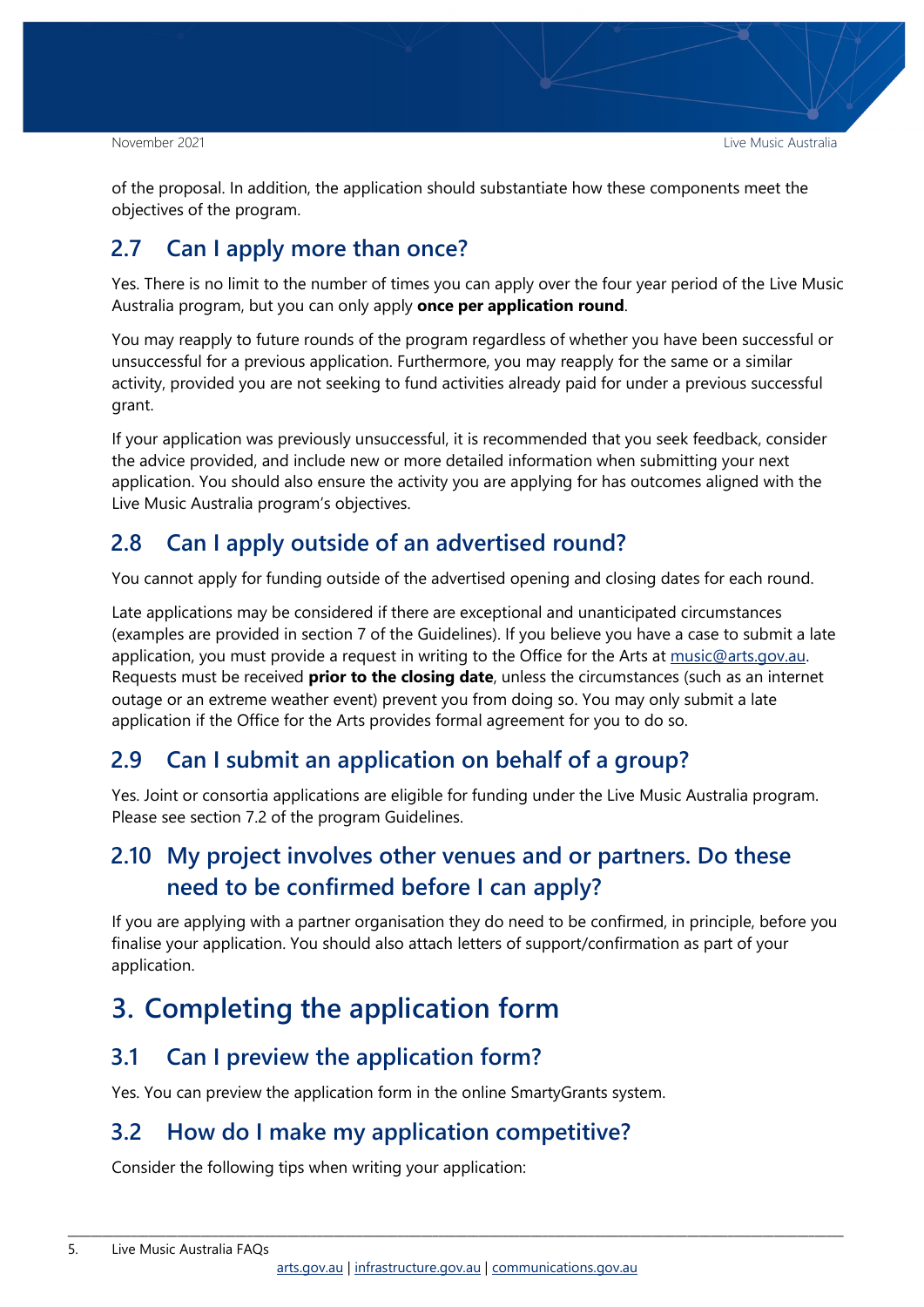of the proposal. In addition, the application should substantiate how these components meet the objectives of the program.

## 2.7 Can I apply more than once?

Yes. There is no limit to the number of times you can apply over the four year period of the Live Music Australia program, but you can only apply **once per application round**.

You may reapply to future rounds of the program regardless of whether you have been successful or unsuccessful for a previous application. Furthermore, you may reapply for the same or a similar activity, provided you are not seeking to fund activities already paid for under a previous successful grant.

If your application was previously unsuccessful, it is recommended that you seek feedback, consider the advice provided, and include new or more detailed information when submitting your next application. You should also ensure the activity you are applying for has outcomes aligned with the Live Music Australia program's objectives.

## 2.8 Can I apply outside of an advertised round?

You cannot apply for funding outside of the advertised opening and closing dates for each round.

Late applications may be considered if there are exceptional and unanticipated circumstances (examples are provided in section 7 of the Guidelines). If you believe you have a case to submit a late application, you must provide a request in writing to the Office for the Arts at music@arts.gov.au. Requests must be received **prior to the closing date**, unless the circumstances (such as an internet outage or an extreme weather event) prevent you from doing so. You may only submit a late application if the Office for the Arts provides formal agreement for you to do so.

## 2.9 Can I submit an application on behalf of a group?

Yes. Joint or consortia applications are eligible for funding under the Live Music Australia program. Please see section 7.2 of the program Guidelines.

## 2.10 My project involves other venues and or partners. Do these need to be confirmed before I can apply?

If you are applying with a partner organisation they do need to be confirmed, in principle, before you finalise your application. You should also attach letters of support/confirmation as part of your application.

# 3. Completing the application form

## 3.1 Can I preview the application form?

Yes. You can preview the application form in the online SmartyGrants system.

## 3.2 How do I make my application competitive?

Consider the following tips when writing your application: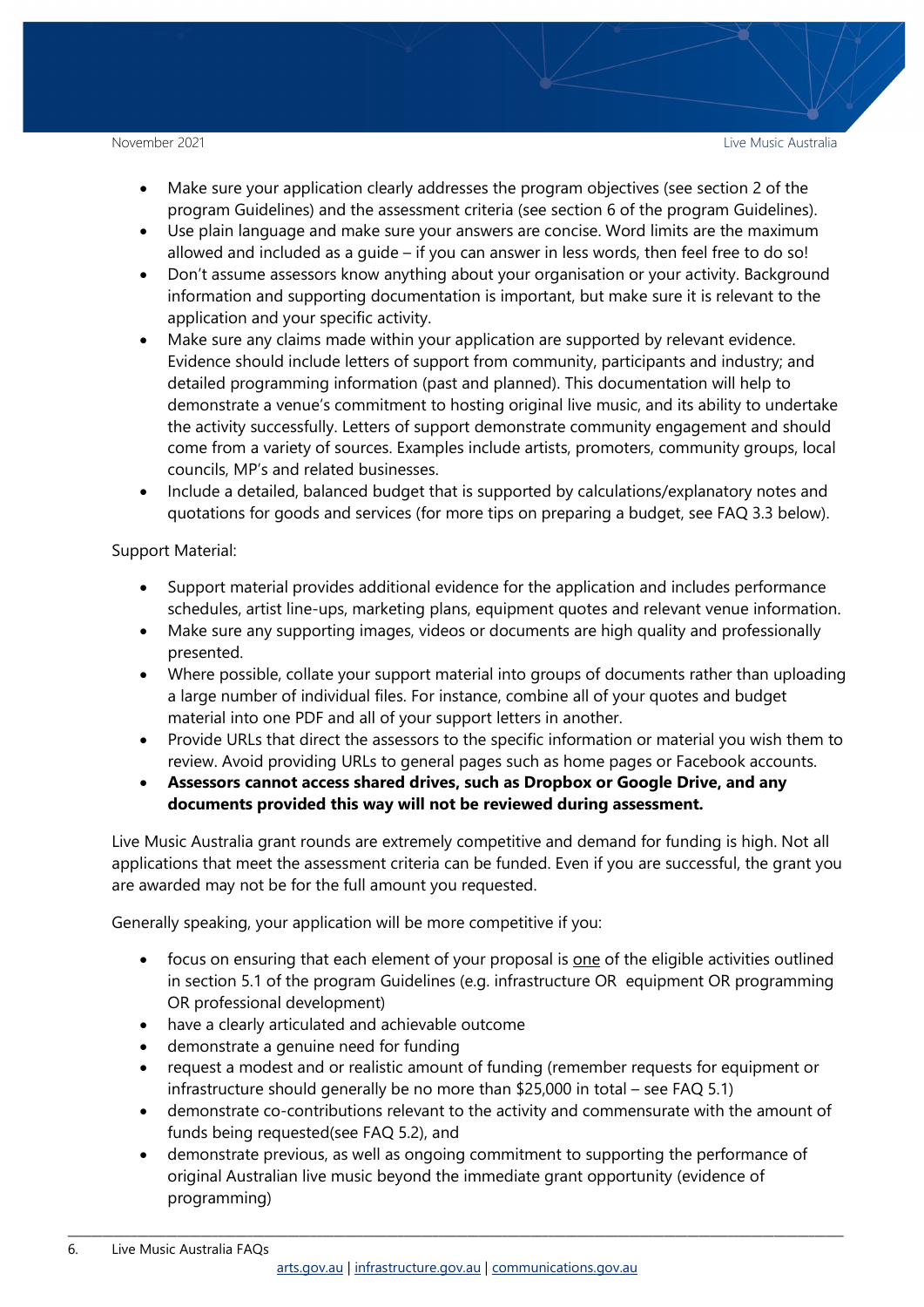- Make sure your application clearly addresses the program objectives (see section 2 of the program Guidelines) and the assessment criteria (see section 6 of the program Guidelines).
- Use plain language and make sure your answers are concise. Word limits are the maximum allowed and included as a guide – if you can answer in less words, then feel free to do so!
- Don't assume assessors know anything about your organisation or your activity. Background information and supporting documentation is important, but make sure it is relevant to the application and your specific activity.
- Make sure any claims made within your application are supported by relevant evidence. Evidence should include letters of support from community, participants and industry; and detailed programming information (past and planned). This documentation will help to demonstrate a venue's commitment to hosting original live music, and its ability to undertake the activity successfully. Letters of support demonstrate community engagement and should come from a variety of sources. Examples include artists, promoters, community groups, local councils, MP's and related businesses.
- Include a detailed, balanced budget that is supported by calculations/explanatory notes and quotations for goods and services (for more tips on preparing a budget, see FAQ 3.3 below).

Support Material:

- Support material provides additional evidence for the application and includes performance schedules, artist line-ups, marketing plans, equipment quotes and relevant venue information.
- Make sure any supporting images, videos or documents are high quality and professionally presented.
- Where possible, collate your support material into groups of documents rather than uploading a large number of individual files. For instance, combine all of your quotes and budget material into one PDF and all of your support letters in another.
- Provide URLs that direct the assessors to the specific information or material you wish them to review. Avoid providing URLs to general pages such as home pages or Facebook accounts.
- **Assessors cannot access shared drives, such as Dropbox or Google Drive, and any documents provided this way will not be reviewed during assessment.**

Live Music Australia grant rounds are extremely competitive and demand for funding is high. Not all applications that meet the assessment criteria can be funded. Even if you are successful, the grant you are awarded may not be for the full amount you requested.

Generally speaking, your application will be more competitive if you:

- focus on ensuring that each element of your proposal is one of the eligible activities outlined in section 5.1 of the program Guidelines (e.g. infrastructure OR equipment OR programming OR professional development)
- have a clearly articulated and achievable outcome
- demonstrate a genuine need for funding
- request a modest and or realistic amount of funding (remember requests for equipment or infrastructure should generally be no more than $25,000 in total – see FAQ 5.1)
- demonstrate co-contributions relevant to the activity and commensurate with the amount of funds being requested(see FAQ 5.2), and
- demonstrate previous, as well as ongoing commitment to supporting the performance of original Australian live music beyond the immediate grant opportunity (evidence of programming)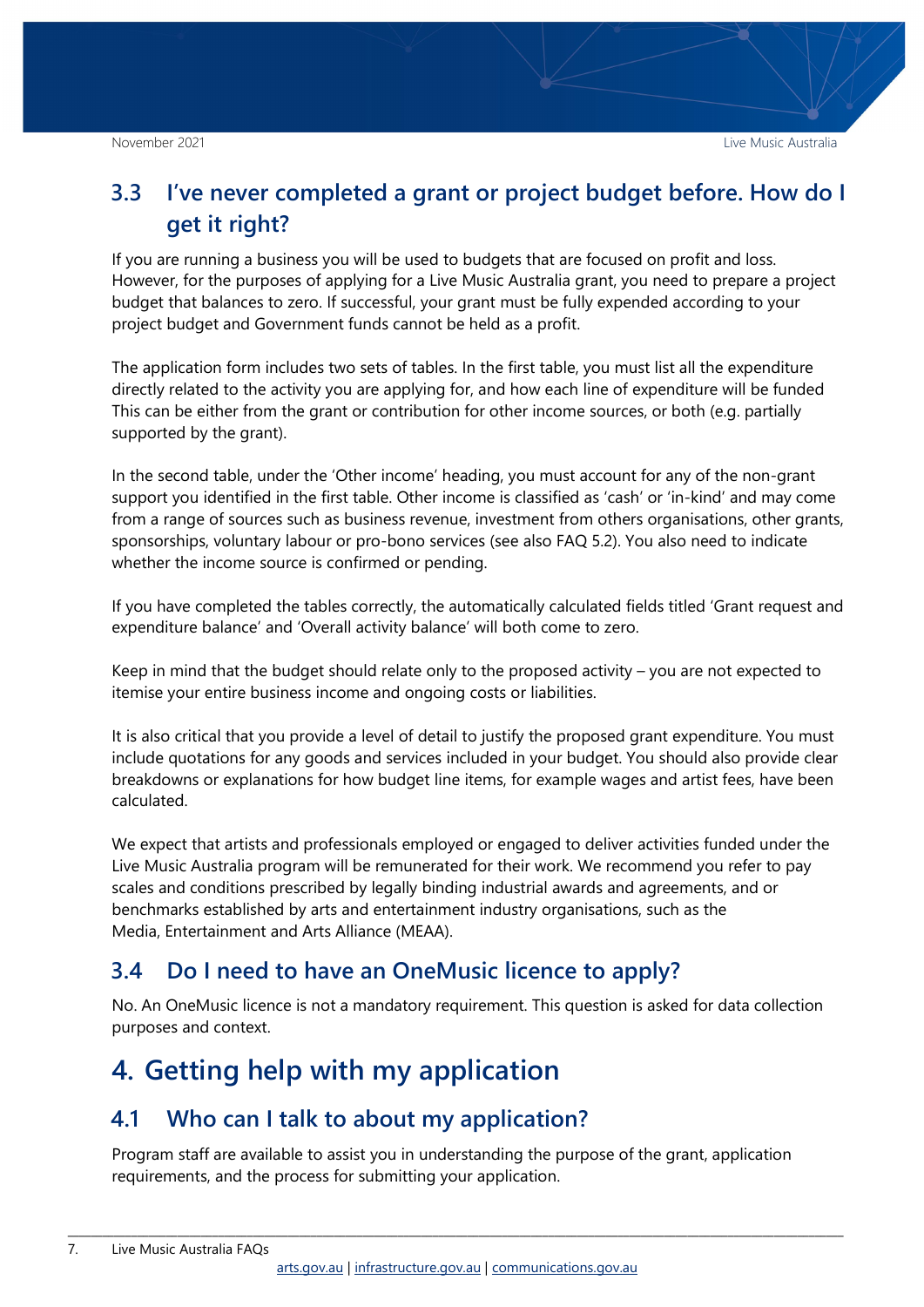## 3.3 I've never completed a grant or project budget before. How do I get it right?

If you are running a business you will be used to budgets that are focused on profit and loss. However, for the purposes of applying for a Live Music Australia grant, you need to prepare a project budget that balances to zero. If successful, your grant must be fully expended according to your project budget and Government funds cannot be held as a profit.

The application form includes two sets of tables. In the first table, you must list all the expenditure directly related to the activity you are applying for, and how each line of expenditure will be funded This can be either from the grant or contribution for other income sources, or both (e.g. partially supported by the grant).

In the second table, under the 'Other income' heading, you must account for any of the non-grant support you identified in the first table. Other income is classified as 'cash' or 'in-kind' and may come from a range of sources such as business revenue, investment from others organisations, other grants, sponsorships, voluntary labour or pro-bono services (see also FAQ 5.2). You also need to indicate whether the income source is confirmed or pending.

If you have completed the tables correctly, the automatically calculated fields titled 'Grant request and expenditure balance' and 'Overall activity balance' will both come to zero.

Keep in mind that the budget should relate only to the proposed activity – you are not expected to itemise your entire business income and ongoing costs or liabilities.

It is also critical that you provide a level of detail to justify the proposed grant expenditure. You must include quotations for any goods and services included in your budget. You should also provide clear breakdowns or explanations for how budget line items, for example wages and artist fees, have been calculated.

We expect that artists and professionals employed or engaged to deliver activities funded under the Live Music Australia program will be remunerated for their work. We recommend you refer to pay scales and conditions prescribed by legally binding industrial awards and agreements, and or benchmarks established by arts and entertainment industry organisations, such as the Media, Entertainment and Arts Alliance (MEAA).

## 3.4 Do I need to have an OneMusic licence to apply?

No. An OneMusic licence is not a mandatory requirement. This question is asked for data collection purposes and context.

# 4. Getting help with my application

## 4.1 Who can I talk to about my application?

Program staff are available to assist you in understanding the purpose of the grant, application requirements, and the process for submitting your application.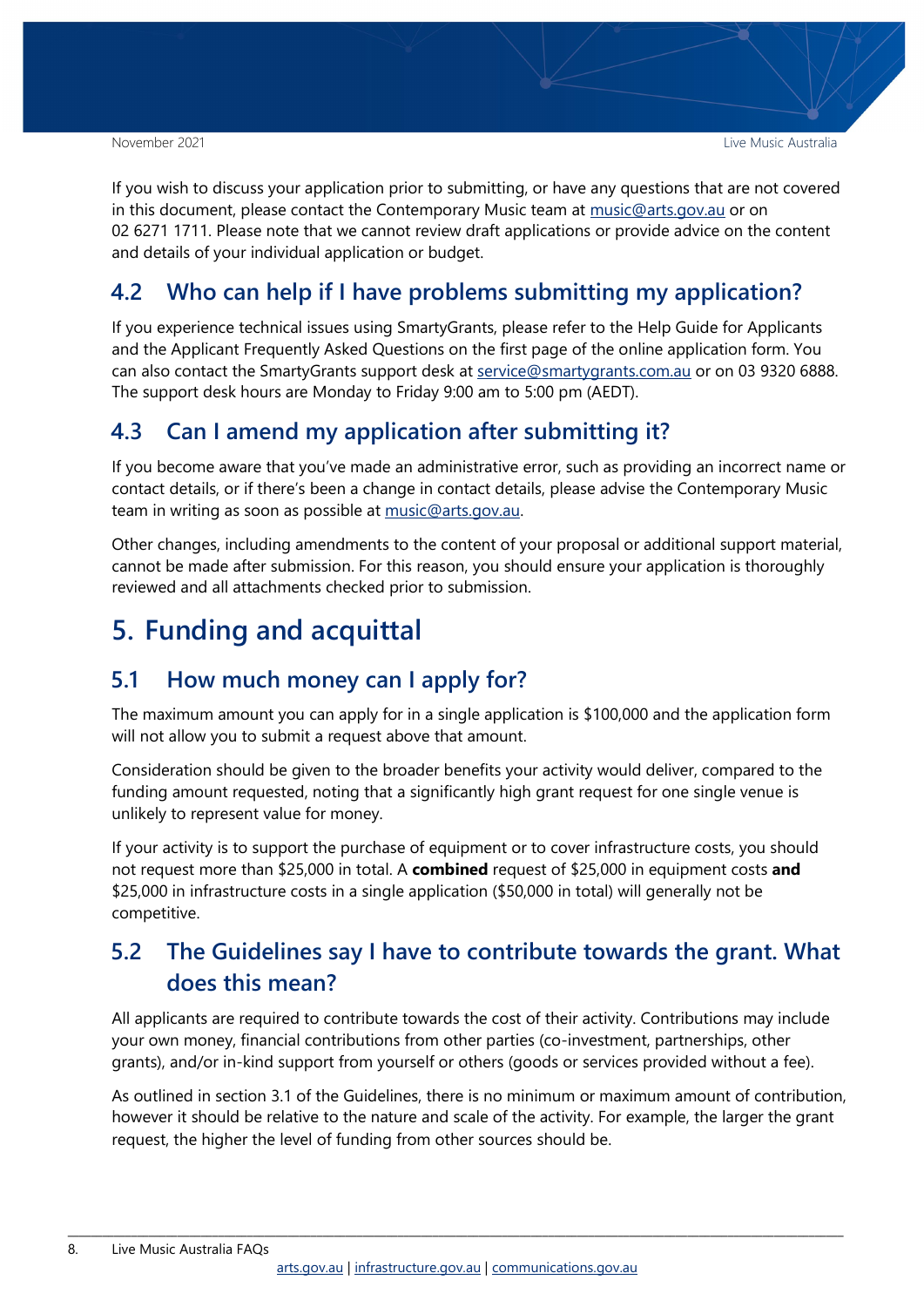If you wish to discuss your application prior to submitting, or have any questions that are not covered in this document, please contact the Contemporary Music team at music@arts.gov.au or on 02 6271 1711. Please note that we cannot review draft applications or provide advice on the content and details of your individual application or budget.

## 4.2 Who can help if I have problems submitting my application?

If you experience technical issues using SmartyGrants, please refer to the Help Guide for Applicants and the Applicant Frequently Asked Questions on the first page of the online application form. You can also contact the SmartyGrants support desk at service@smartygrants.com.au or on 03 9320 6888. The support desk hours are Monday to Friday 9:00 am to 5:00 pm (AEDT).

## 4.3 Can I amend my application after submitting it?

If you become aware that you've made an administrative error, such as providing an incorrect name or contact details, or if there's been a change in contact details, please advise the Contemporary Music team in writing as soon as possible at music@arts.gov.au.

Other changes, including amendments to the content of your proposal or additional support material, cannot be made after submission. For this reason, you should ensure your application is thoroughly reviewed and all attachments checked prior to submission.

# 5. Funding and acquittal

## 5.1 How much money can I apply for?

The maximum amount you can apply for in a single application is $100,000 and the application form will not allow you to submit a request above that amount.

Consideration should be given to the broader benefits your activity would deliver, compared to the funding amount requested, noting that a significantly high grant request for one single venue is unlikely to represent value for money.

If your activity is to support the purchase of equipment or to cover infrastructure costs, you should not request more than $25,000 in total. A **combined** request of $25,000 in equipment costs **and** $25,000 in infrastructure costs in a single application ($50,000 in total) will generally not be competitive.

## 5.2 The Guidelines say I have to contribute towards the grant. What does this mean?

All applicants are required to contribute towards the cost of their activity. Contributions may include your own money, financial contributions from other parties (co-investment, partnerships, other grants), and/or in-kind support from yourself or others (goods or services provided without a fee).

As outlined in section 3.1 of the Guidelines, there is no minimum or maximum amount of contribution, however it should be relative to the nature and scale of the activity. For example, the larger the grant request, the higher the level of funding from other sources should be.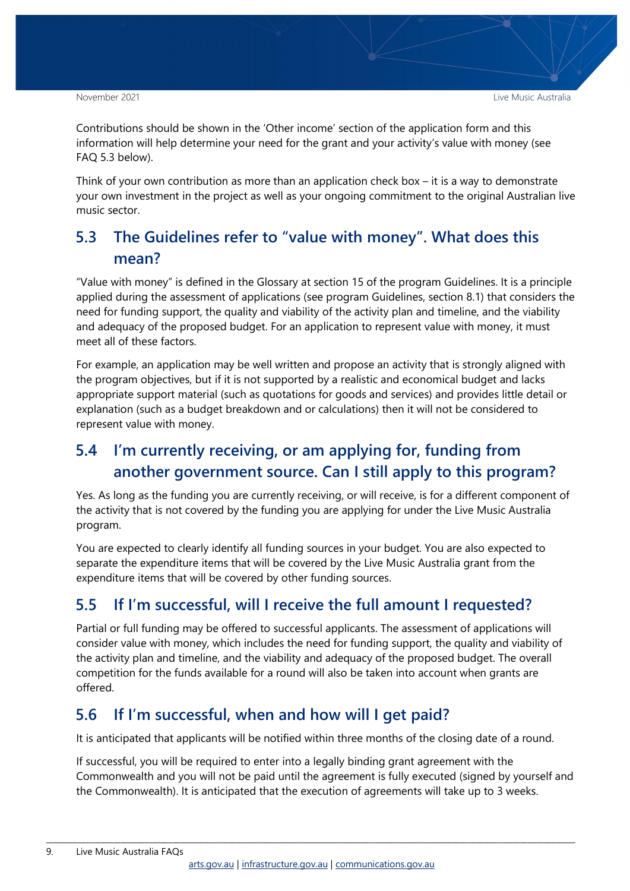Contributions should be shown in the 'Other income' section of the application form and this information will help determine your need for the grant and your activity's value with money (see FAQ 5.3 below).

Think of your own contribution as more than an application check box – it is a way to demonstrate your own investment in the project as well as your ongoing commitment to the original Australian live music sector.

## 5.3 The Guidelines refer to "value with money". What does this mean?

"Value with money" is defined in the Glossary at section 15 of the program Guidelines. It is a principle applied during the assessment of applications (see program Guidelines, section 8.1) that considers the need for funding support, the quality and viability of the activity plan and timeline, and the viability and adequacy of the proposed budget. For an application to represent value with money, it must meet all of these factors.

For example, an application may be well written and propose an activity that is strongly aligned with the program objectives, but if it is not supported by a realistic and economical budget and lacks appropriate support material (such as quotations for goods and services) and provides little detail or explanation (such as a budget breakdown and or calculations) then it will not be considered to represent value with money.

## 5.4 I'm currently receiving, or am applying for, funding from another government source. Can I still apply to this program?

Yes. As long as the funding you are currently receiving, or will receive, is for a different component of the activity that is not covered by the funding you are applying for under the Live Music Australia program.

You are expected to clearly identify all funding sources in your budget. You are also expected to separate the expenditure items that will be covered by the Live Music Australia grant from the expenditure items that will be covered by other funding sources.

## 5.5 If I'm successful, will I receive the full amount I requested?

Partial or full funding may be offered to successful applicants. The assessment of applications will consider value with money, which includes the need for funding support, the quality and viability of the activity plan and timeline, and the viability and adequacy of the proposed budget. The overall competition for the funds available for a round will also be taken into account when grants are offered.

## 5.6 If I'm successful, when and how will I get paid?

It is anticipated that applicants will be notified within three months of the closing date of a round.

If successful, you will be required to enter into a legally binding grant agreement with the Commonwealth and you will not be paid until the agreement is fully executed (signed by yourself and the Commonwealth). It is anticipated that the execution of agreements will take up to 3 weeks.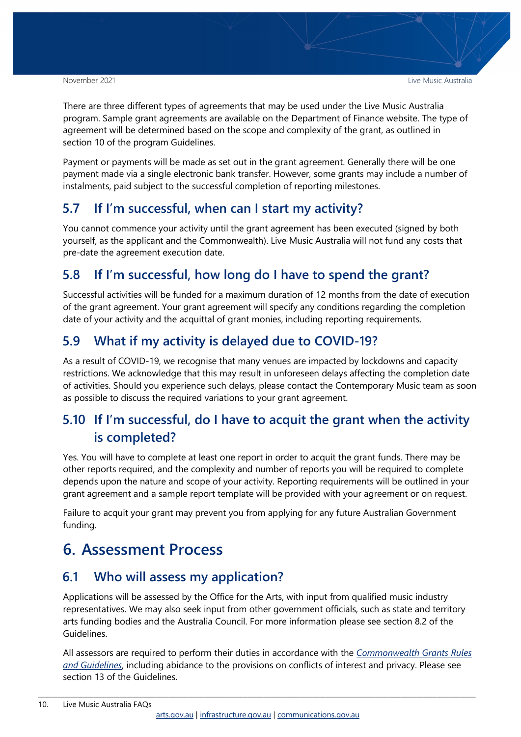There are three different types of agreements that may be used under the Live Music Australia program. Sample grant agreements are available on the Department of Finance website. The type of agreement will be determined based on the scope and complexity of the grant, as outlined in section 10 of the program Guidelines.

Payment or payments will be made as set out in the grant agreement. Generally there will be one payment made via a single electronic bank transfer. However, some grants may include a number of instalments, paid subject to the successful completion of reporting milestones.

## 5.7 If I'm successful, when can I start my activity?

You cannot commence your activity until the grant agreement has been executed (signed by both yourself, as the applicant and the Commonwealth). Live Music Australia will not fund any costs that pre-date the agreement execution date.

## 5.8 If I'm successful, how long do I have to spend the grant?

Successful activities will be funded for a maximum duration of 12 months from the date of execution of the grant agreement. Your grant agreement will specify any conditions regarding the completion date of your activity and the acquittal of grant monies, including reporting requirements.

## 5.9 What if my activity is delayed due to COVID-19?

As a result of COVID-19, we recognise that many venues are impacted by lockdowns and capacity restrictions. We acknowledge that this may result in unforeseen delays affecting the completion date of activities. Should you experience such delays, please contact the Contemporary Music team as soon as possible to discuss the required variations to your grant agreement.

## 5.10 If I'm successful, do I have to acquit the grant when the activity is completed?

Yes. You will have to complete at least one report in order to acquit the grant funds. There may be other reports required, and the complexity and number of reports you will be required to complete depends upon the nature and scope of your activity. Reporting requirements will be outlined in your grant agreement and a sample report template will be provided with your agreement or on request.

Failure to acquit your grant may prevent you from applying for any future Australian Government funding.

# 6. Assessment Process

## 6.1 Who will assess my application?

Applications will be assessed by the Office for the Arts, with input from qualified music industry representatives. We may also seek input from other government officials, such as state and territory arts funding bodies and the Australia Council. For more information please see section 8.2 of the Guidelines.

All assessors are required to perform their duties in accordance with the *Commonwealth Grants Rules and Guidelines*, including abidance to the provisions on conflicts of interest and privacy. Please see section 13 of the Guidelines.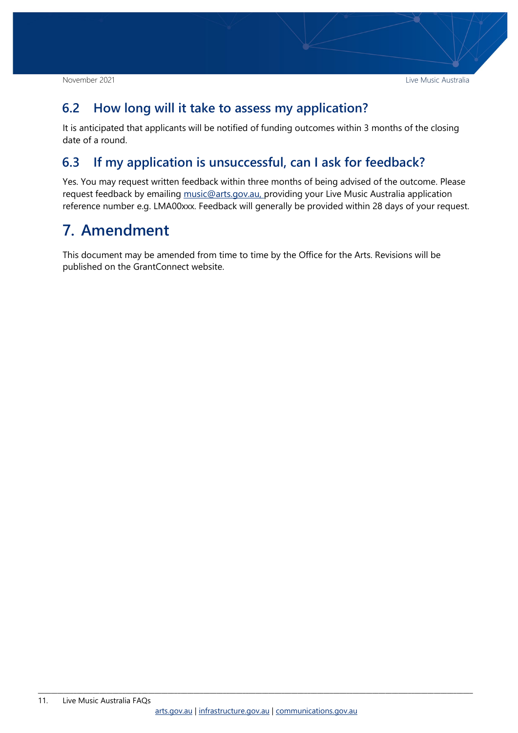### 6.2 How long will it take to assess my application?

It is anticipated that applicants will be notified of funding outcomes within 3 months of the closing date of a round.

### 6.3 If my application is unsuccessful, can I ask for feedback?

Yes. You may request written feedback within three months of being advised of the outcome. Please request feedback by emailing music@arts.gov.au, providing your Live Music Australia application reference number e.g. LMA00xxx. Feedback will generally be provided within 28 days of your request.

## 7. Amendment

This document may be amended from time to time by the Office for the Arts. Revisions will be published on the GrantConnect website.